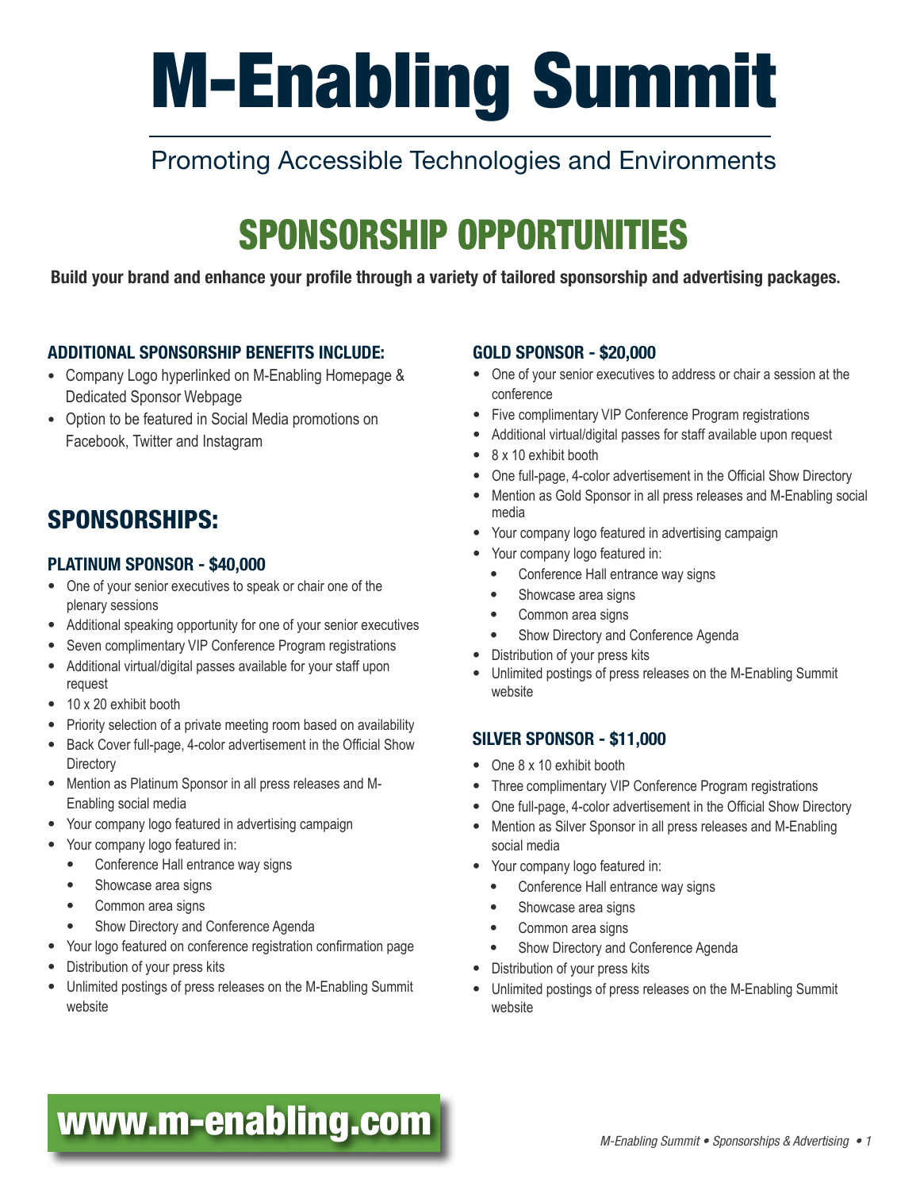# M-Enabling Summit

Promoting Accessible Technologies and Environments

## SPONSORSHIP OPPORTUNITIES

**Build your brand and enhance your profile through a variety of tailored sponsorship and advertising packages.**

### ADDITIONAL SPONSORSHIP BENEFITS INCLUDE:

- Company Logo hyperlinked on M-Enabling Homepage & Dedicated Sponsor Webpage
- Option to be featured in Social Media promotions on Facebook, Twitter and Instagram

## SPONSORSHIPS:

### PLATINUM SPONSOR - $40,000

- One of your senior executives to speak or chair one of the plenary sessions
- Additional speaking opportunity for one of your senior executives
- Seven complimentary VIP Conference Program registrations
- Additional virtual/digital passes available for your staff upon request
- 10 x 20 exhibit booth
- Priority selection of a private meeting room based on availability
- Back Cover full-page, 4-color advertisement in the Official Show Directory
- Mention as Platinum Sponsor in all press releases and M-Enabling social media
- Your company logo featured in advertising campaign
- Your company logo featured in:
  - Conference Hall entrance way signs
  - Showcase area signs
  - Common area signs
  - Show Directory and Conference Agenda
- Your logo featured on conference registration confirmation page
- Distribution of your press kits
- Unlimited postings of press releases on the M-Enabling Summit website

### GOLD SPONSOR - $20,000

- One of your senior executives to address or chair a session at the conference
- Five complimentary VIP Conference Program registrations
- Additional virtual/digital passes for staff available upon request
- 8 x 10 exhibit booth
- One full-page, 4-color advertisement in the Official Show Directory
- Mention as Gold Sponsor in all press releases and M-Enabling social media
- Your company logo featured in advertising campaign
- Your company logo featured in:
  - Conference Hall entrance way signs
  - Showcase area signs
  - Common area signs
  - Show Directory and Conference Agenda
- Distribution of your press kits
- Unlimited postings of press releases on the M-Enabling Summit website

### SILVER SPONSOR - $11,000

- One 8 x 10 exhibit booth
- Three complimentary VIP Conference Program registrations
- One full-page, 4-color advertisement in the Official Show Directory
- Mention as Silver Sponsor in all press releases and M-Enabling social media
- Your company logo featured in:
  - Conference Hall entrance way signs
  - Showcase area signs
  - Common area signs
  - Show Directory and Conference Agenda
- Distribution of your press kits
- Unlimited postings of press releases on the M-Enabling Summit website

**www.m-enabling.com**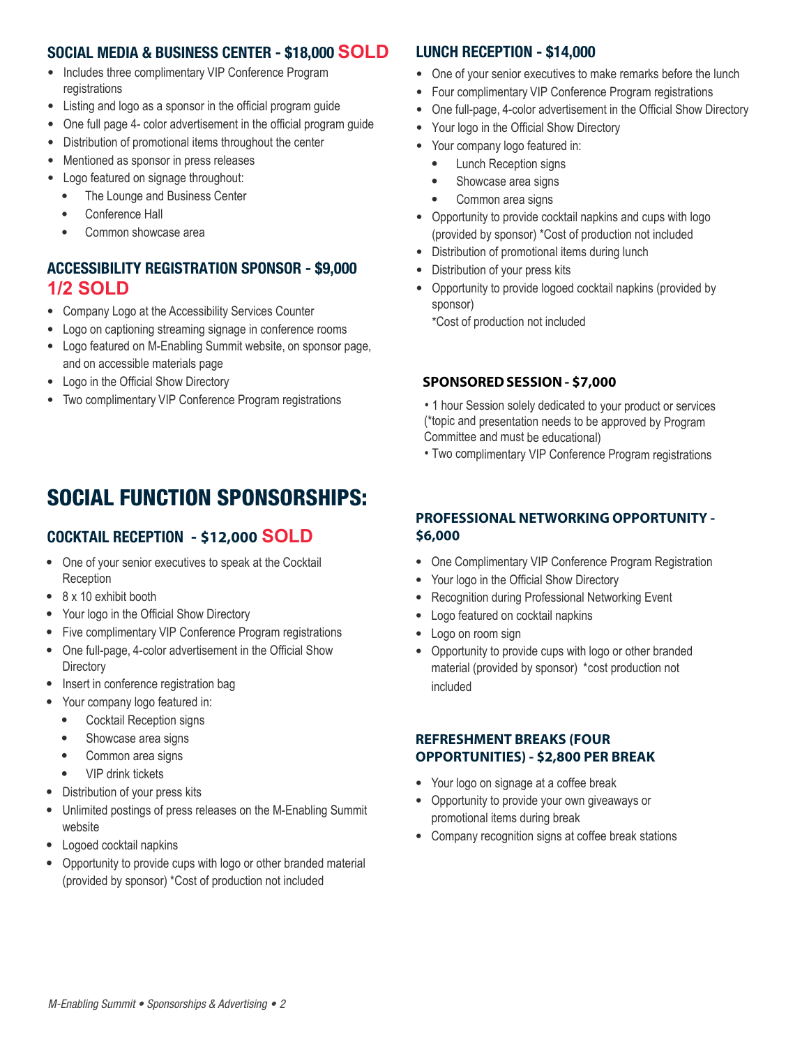### SOCIAL MEDIA & BUSINESS CENTER - $18,000 SOLD

- Includes three complimentary VIP Conference Program registrations
- Listing and logo as a sponsor in the official program guide
- One full page 4- color advertisement in the official program guide
- Distribution of promotional items throughout the center
- Mentioned as sponsor in press releases
- Logo featured on signage throughout:
  - The Lounge and Business Center
  - Conference Hall
  - Common showcase area

### ACCESSIBILITY REGISTRATION SPONSOR - $9,000 1/2 SOLD

- Company Logo at the Accessibility Services Counter
- Logo on captioning streaming signage in conference rooms
- Logo featured on M-Enabling Summit website, on sponsor page, and on accessible materials page
- Logo in the Official Show Directory
- Two complimentary VIP Conference Program registrations

## SOCIAL FUNCTION SPONSORSHIPS:

### COCKTAIL RECEPTION - $12,000 SOLD

- One of your senior executives to speak at the Cocktail Reception
- 8 x 10 exhibit booth
- Your logo in the Official Show Directory
- Five complimentary VIP Conference Program registrations
- One full-page, 4-color advertisement in the Official Show Directory
- Insert in conference registration bag
- Your company logo featured in:
  - Cocktail Reception signs
  - Showcase area signs
  - Common area signs
  - VIP drink tickets
- Distribution of your press kits
- Unlimited postings of press releases on the M-Enabling Summit website
- Logoed cocktail napkins
- Opportunity to provide cups with logo or other branded material (provided by sponsor) *Cost of production not included

### LUNCH RECEPTION - $14,000

- One of your senior executives to make remarks before the lunch
- Four complimentary VIP Conference Program registrations
- One full-page, 4-color advertisement in the Official Show Directory
- Your logo in the Official Show Directory
- Your company logo featured in:
  - Lunch Reception signs
  - Showcase area signs
  - Common area signs
- Opportunity to provide cocktail napkins and cups with logo (provided by sponsor) *Cost of production not included
- Distribution of promotional items during lunch
- Distribution of your press kits
- Opportunity to provide logoed cocktail napkins (provided by sponsor)
  *Cost of production not included

### SPONSORED SESSION - $7,000

- 1 hour Session solely dedicated to your product or services (*topic and presentation needs to be approved by Program Committee and must be educational)
- Two complimentary VIP Conference Program registrations

### PROFESSIONAL NETWORKING OPPORTUNITY - $6,000

- One Complimentary VIP Conference Program Registration
- Your logo in the Official Show Directory
- Recognition during Professional Networking Event
- Logo featured on cocktail napkins
- Logo on room sign
- Opportunity to provide cups with logo or other branded material (provided by sponsor) *cost production not included

### REFRESHMENT BREAKS (FOUR OPPORTUNITIES) - $2,800 PER BREAK

- Your logo on signage at a coffee break
- Opportunity to provide your own giveaways or promotional items during break
- Company recognition signs at coffee break stations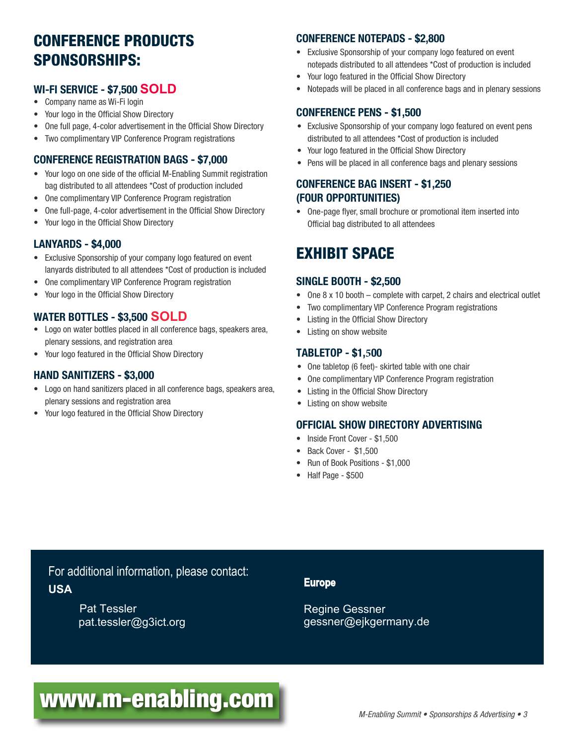# CONFERENCE PRODUCTS SPONSORSHIPS:

### WI-FI SERVICE - $7,500 SOLD

- Company name as Wi-Fi login
- Your logo in the Official Show Directory
- One full page, 4-color advertisement in the Official Show Directory
- Two complimentary VIP Conference Program registrations

### CONFERENCE REGISTRATION BAGS - $7,000

- Your logo on one side of the official M-Enabling Summit registration bag distributed to all attendees *Cost of production included
- One complimentary VIP Conference Program registration
- One full-page, 4-color advertisement in the Official Show Directory
- Your logo in the Official Show Directory

### LANYARDS - $4,000

- Exclusive Sponsorship of your company logo featured on event lanyards distributed to all attendees *Cost of production is included
- One complimentary VIP Conference Program registration
- Your logo in the Official Show Directory

### WATER BOTTLES - $3,500 SOLD

- Logo on water bottles placed in all conference bags, speakers area, plenary sessions, and registration area
- Your logo featured in the Official Show Directory

### HAND SANITIZERS - $3,000

- Logo on hand sanitizers placed in all conference bags, speakers area, plenary sessions and registration area
- Your logo featured in the Official Show Directory

### CONFERENCE NOTEPADS - $2,800

- Exclusive Sponsorship of your company logo featured on event notepads distributed to all attendees *Cost of production is included
- Your logo featured in the Official Show Directory
- Notepads will be placed in all conference bags and in plenary sessions

### CONFERENCE PENS - $1,500

- Exclusive Sponsorship of your company logo featured on event pens distributed to all attendees *Cost of production is included
- Your logo featured in the Official Show Directory
- Pens will be placed in all conference bags and plenary sessions

### CONFERENCE BAG INSERT - $1,250 (FOUR OPPORTUNITIES)

- One-page flyer, small brochure or promotional item inserted into Official bag distributed to all attendees

# EXHIBIT SPACE

### SINGLE BOOTH - $2,500

- One 8 x 10 booth – complete with carpet, 2 chairs and electrical outlet
- Two complimentary VIP Conference Program registrations
- Listing in the Official Show Directory
- Listing on show website

### TABLETOP - $1,500

- One tabletop (6 feet)- skirted table with one chair
- One complimentary VIP Conference Program registration
- Listing in the Official Show Directory
- Listing on show website

### OFFICIAL SHOW DIRECTORY ADVERTISING

- Inside Front Cover - $1,500
- Back Cover - $1,500
- Run of Book Positions - $1,000
- Half Page - $500

For additional information, please contact:

**USA**

Pat Tessler
pat.tessler@g3ict.org

**Europe**

Regine Gessner
gessner@ejkgermany.de

**www.m-enabling.com**